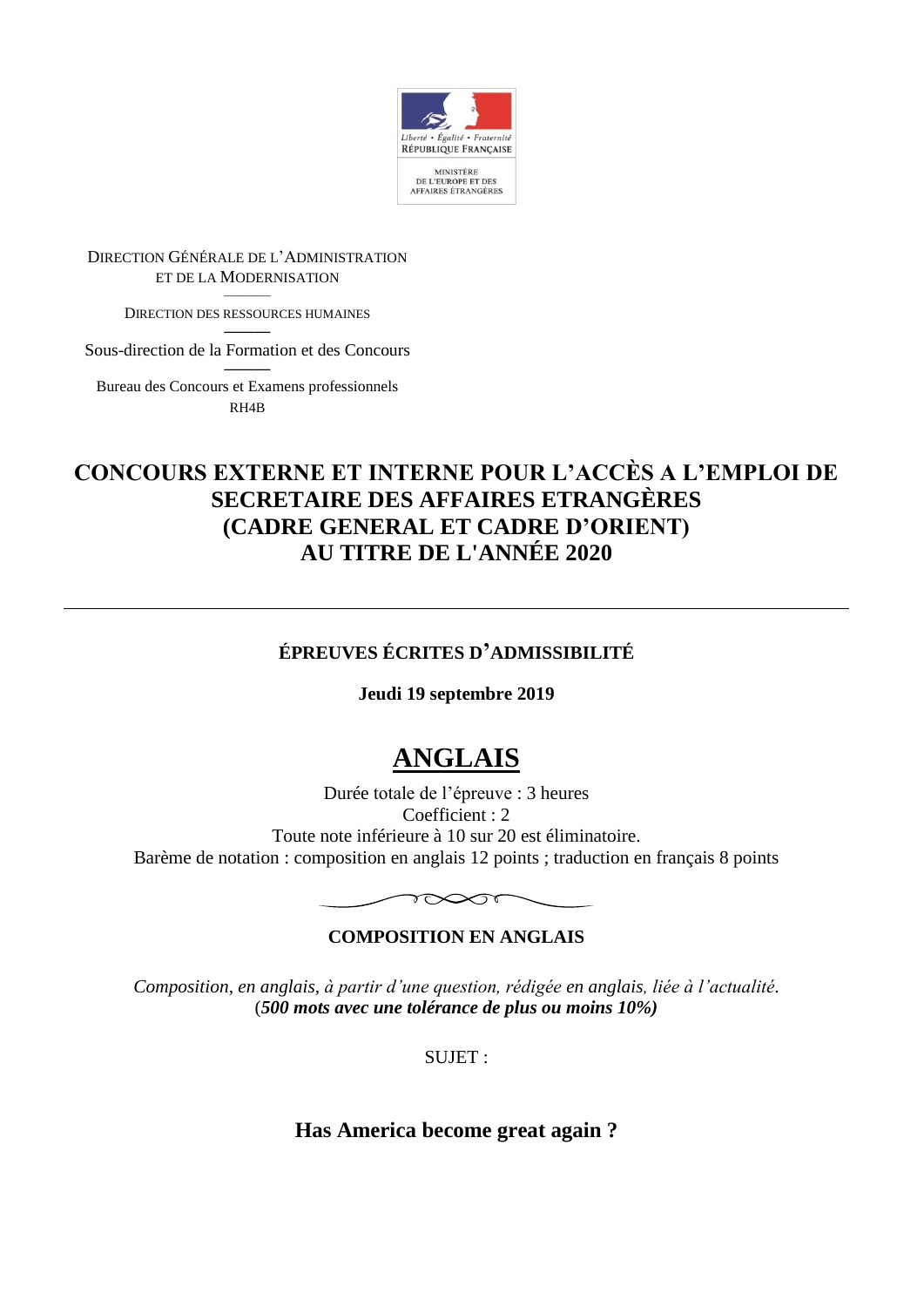Liberté • Égalité • Fraternité
RÉPUBLIQUE FRANÇAISE

MINISTÈRE
DE L'EUROPE ET DES
AFFAIRES ÉTRANGÈRES

DIRECTION GÉNÉRALE DE L'ADMINISTRATION
ET DE LA MODERNISATION

DIRECTION DES RESSOURCES HUMAINES

Sous-direction de la Formation et des Concours

Bureau des Concours et Examens professionnels
RH4B

# CONCOURS EXTERNE ET INTERNE POUR L'ACCÈS A L'EMPLOI DE SECRETAIRE DES AFFAIRES ETRANGÈRES (CADRE GENERAL ET CADRE D'ORIENT) AU TITRE DE L'ANNÉE 2020

---

## ÉPREUVES ÉCRITES D'ADMISSIBILITÉ

**Jeudi 19 septembre 2019**

# ANGLAIS

Durée totale de l'épreuve : 3 heures
Coefficient : 2
Toute note inférieure à 10 sur 20 est éliminatoire.
Barème de notation : composition en anglais 12 points ; traduction en français 8 points

## COMPOSITION EN ANGLAIS

*Composition, en anglais, à partir d'une question, rédigée en anglais, liée à l'actualité.*
(***500 mots avec une tolérance de plus ou moins 10%)***

SUJET :

**Has America become great again ?**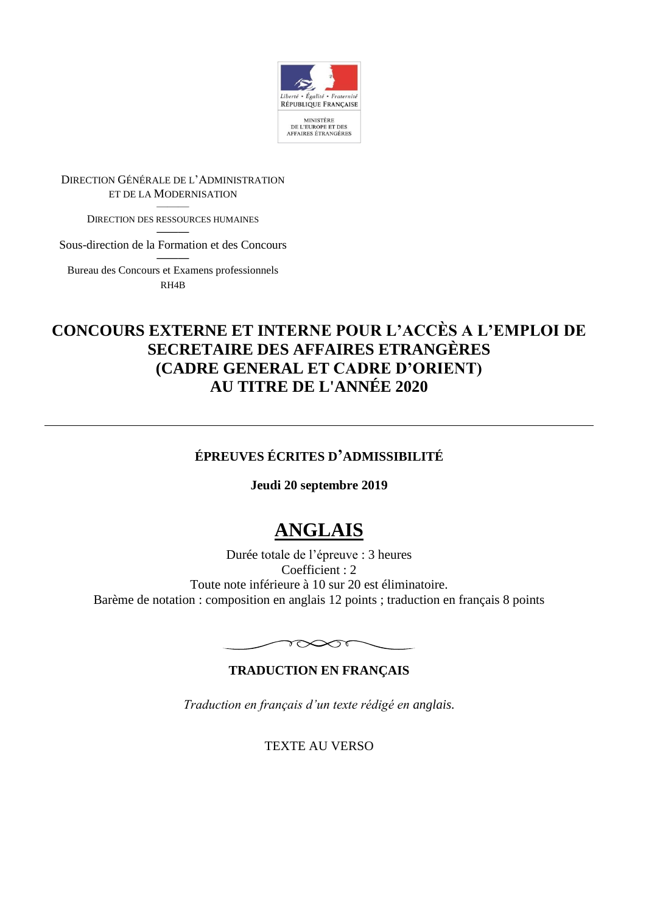DIRECTION GÉNÉRALE DE L'ADMINISTRATION ET DE LA MODERNISATION

DIRECTION DES RESSOURCES HUMAINES

Sous-direction de la Formation et des Concours

Bureau des Concours et Examens professionnels

RH4B

# CONCOURS EXTERNE ET INTERNE POUR L'ACCÈS A L'EMPLOI DE SECRETAIRE DES AFFAIRES ETRANGÈRES (CADRE GENERAL ET CADRE D'ORIENT) AU TITRE DE L'ANNÉE 2020

---

## ÉPREUVES ÉCRITES D'ADMISSIBILITÉ

**Jeudi 20 septembre 2019**

# ANGLAIS

Durée totale de l'épreuve : 3 heures

Coefficient : 2

Toute note inférieure à 10 sur 20 est éliminatoire.

Barème de notation : composition en anglais 12 points ; traduction en français 8 points

## TRADUCTION EN FRANÇAIS

*Traduction en français d'un texte rédigé en anglais.*

TEXTE AU VERSO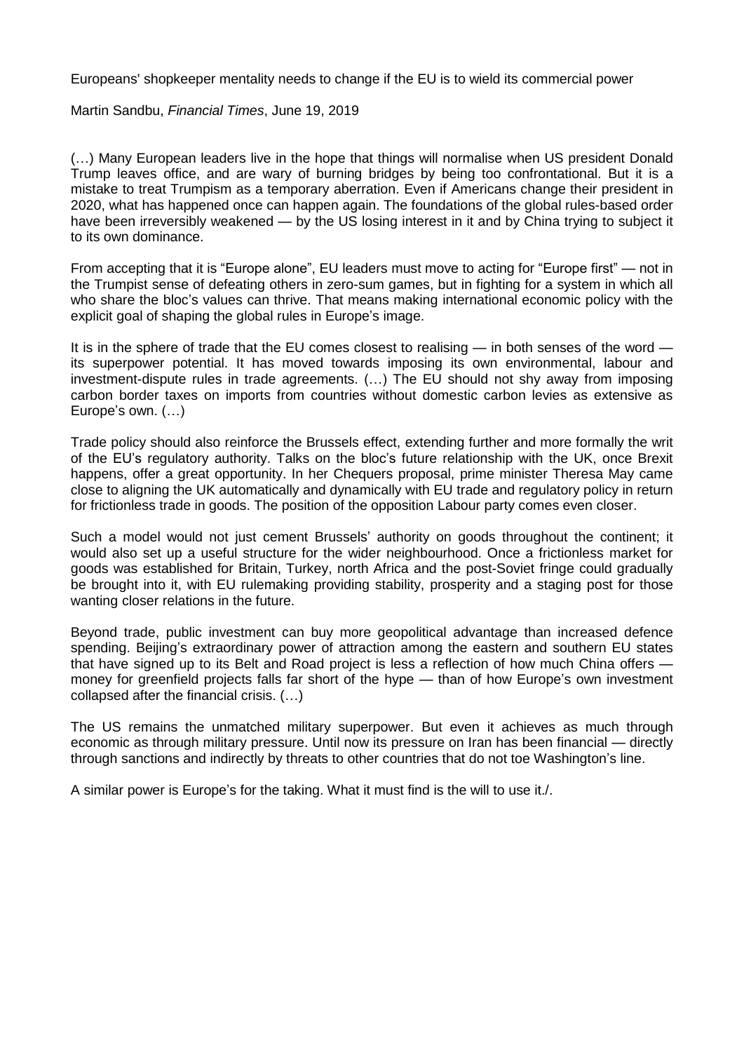Europeans' shopkeeper mentality needs to change if the EU is to wield its commercial power

Martin Sandbu, *Financial Times*, June 19, 2019

(…) Many European leaders live in the hope that things will normalise when US president Donald Trump leaves office, and are wary of burning bridges by being too confrontational. But it is a mistake to treat Trumpism as a temporary aberration. Even if Americans change their president in 2020, what has happened once can happen again. The foundations of the global rules-based order have been irreversibly weakened — by the US losing interest in it and by China trying to subject it to its own dominance.

From accepting that it is "Europe alone", EU leaders must move to acting for "Europe first" — not in the Trumpist sense of defeating others in zero-sum games, but in fighting for a system in which all who share the bloc's values can thrive. That means making international economic policy with the explicit goal of shaping the global rules in Europe's image.

It is in the sphere of trade that the EU comes closest to realising — in both senses of the word — its superpower potential. It has moved towards imposing its own environmental, labour and investment-dispute rules in trade agreements. (…) The EU should not shy away from imposing carbon border taxes on imports from countries without domestic carbon levies as extensive as Europe's own. (…)

Trade policy should also reinforce the Brussels effect, extending further and more formally the writ of the EU's regulatory authority. Talks on the bloc's future relationship with the UK, once Brexit happens, offer a great opportunity. In her Chequers proposal, prime minister Theresa May came close to aligning the UK automatically and dynamically with EU trade and regulatory policy in return for frictionless trade in goods. The position of the opposition Labour party comes even closer.

Such a model would not just cement Brussels' authority on goods throughout the continent; it would also set up a useful structure for the wider neighbourhood. Once a frictionless market for goods was established for Britain, Turkey, north Africa and the post-Soviet fringe could gradually be brought into it, with EU rulemaking providing stability, prosperity and a staging post for those wanting closer relations in the future.

Beyond trade, public investment can buy more geopolitical advantage than increased defence spending. Beijing's extraordinary power of attraction among the eastern and southern EU states that have signed up to its Belt and Road project is less a reflection of how much China offers — money for greenfield projects falls far short of the hype — than of how Europe's own investment collapsed after the financial crisis. (…)

The US remains the unmatched military superpower. But even it achieves as much through economic as through military pressure. Until now its pressure on Iran has been financial — directly through sanctions and indirectly by threats to other countries that do not toe Washington's line.

A similar power is Europe's for the taking. What it must find is the will to use it./.